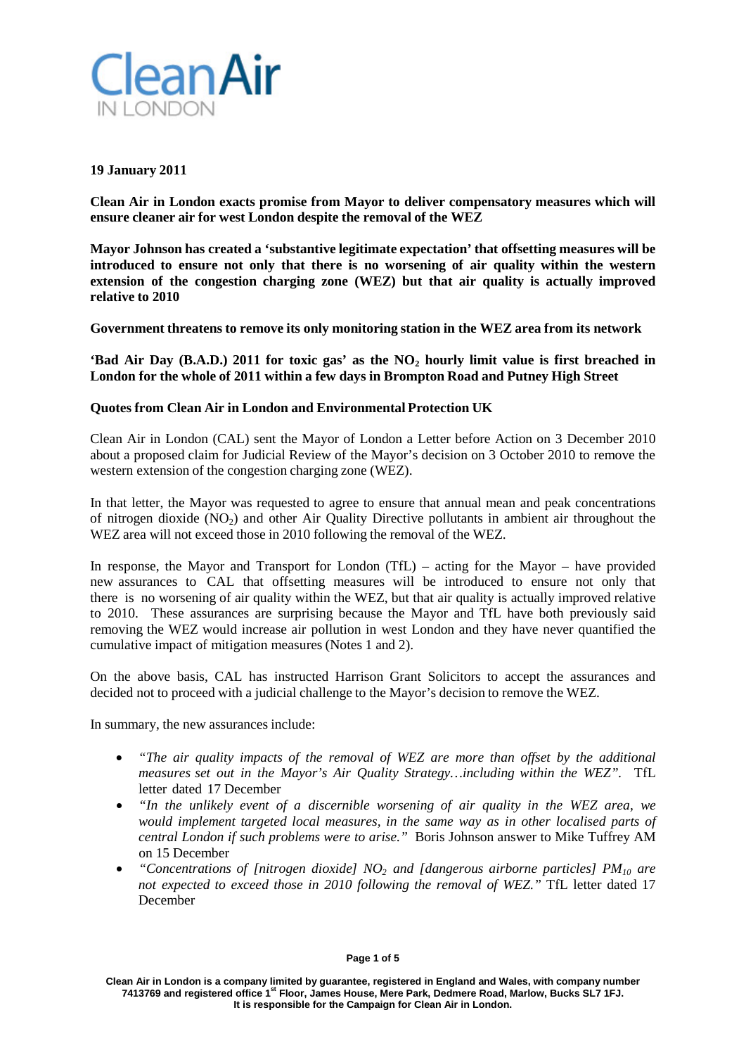Clean Air IN LONDON

**19 January 2011**

**Clean Air in London exacts promise from Mayor to deliver compensatory measures which will ensure cleaner air for west London despite the removal of the WEZ**

**Mayor Johnson has created a 'substantive legitimate expectation' that offsetting measures will be introduced to ensure not only that there is no worsening of air quality within the western extension of the congestion charging zone (WEZ) but that air quality is actually improved relative to 2010**

**Government threatens to remove its only monitoring station in the WEZ area from its network**

**'Bad Air Day (B.A.D.) 2011 for toxic gas' as the $NO_2$ hourly limit value is first breached in London for the whole of 2011 within a few days in Brompton Road and Putney High Street**

**Quotes from Clean Air in London and Environmental Protection UK**

Clean Air in London (CAL) sent the Mayor of London a Letter before Action on 3 December 2010 about a proposed claim for Judicial Review of the Mayor's decision on 3 October 2010 to remove the western extension of the congestion charging zone (WEZ).

In that letter, the Mayor was requested to agree to ensure that annual mean and peak concentrations of nitrogen dioxide ($NO_2$) and other Air Quality Directive pollutants in ambient air throughout the WEZ area will not exceed those in 2010 following the removal of the WEZ.

In response, the Mayor and Transport for London (TfL) – acting for the Mayor – have provided new assurances to CAL that offsetting measures will be introduced to ensure not only that there is no worsening of air quality within the WEZ, but that air quality is actually improved relative to 2010. These assurances are surprising because the Mayor and TfL have both previously said removing the WEZ would increase air pollution in west London and they have never quantified the cumulative impact of mitigation measures (Notes 1 and 2).

On the above basis, CAL has instructed Harrison Grant Solicitors to accept the assurances and decided not to proceed with a judicial challenge to the Mayor's decision to remove the WEZ.

In summary, the new assurances include:

- *"The air quality impacts of the removal of WEZ are more than offset by the additional measures set out in the Mayor's Air Quality Strategy…including within the WEZ".* TfL letter dated 17 December
- *"In the unlikely event of a discernible worsening of air quality in the WEZ area, we would implement targeted local measures, in the same way as in other localised parts of central London if such problems were to arise."* Boris Johnson answer to Mike Tuffrey AM on 15 December
- *"Concentrations of [nitrogen dioxide] $NO_2$ and [dangerous airborne particles] $PM_{10}$ are not expected to exceed those in 2010 following the removal of WEZ."* TfL letter dated 17 December

Clean Air in London is a company limited by guarantee, registered in England and Wales, with company number 7413769 and registered office 1st Floor, James House, Mere Park, Dedmere Road, Marlow, Bucks SL7 1FJ. It is responsible for the Campaign for Clean Air in London.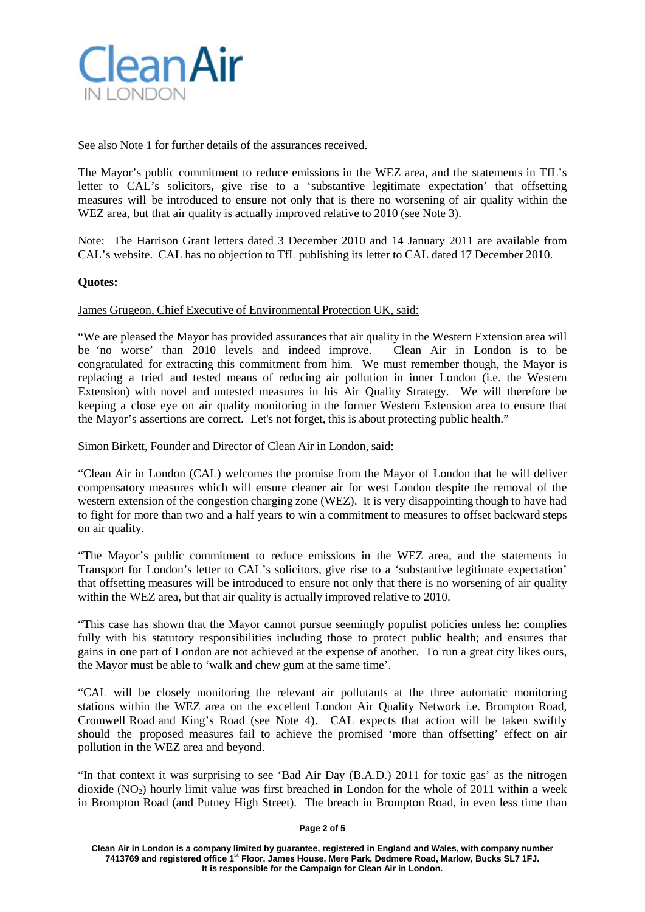See also Note 1 for further details of the assurances received.

The Mayor's public commitment to reduce emissions in the WEZ area, and the statements in TfL's letter to CAL's solicitors, give rise to a 'substantive legitimate expectation' that offsetting measures will be introduced to ensure not only that is there no worsening of air quality within the WEZ area, but that air quality is actually improved relative to 2010 (see Note 3).

Note: The Harrison Grant letters dated 3 December 2010 and 14 January 2011 are available from CAL's website. CAL has no objection to TfL publishing its letter to CAL dated 17 December 2010.

**Quotes:**

James Grugeon, Chief Executive of Environmental Protection UK, said:

"We are pleased the Mayor has provided assurances that air quality in the Western Extension area will be 'no worse' than 2010 levels and indeed improve. Clean Air in London is to be congratulated for extracting this commitment from him. We must remember though, the Mayor is replacing a tried and tested means of reducing air pollution in inner London (i.e. the Western Extension) with novel and untested measures in his Air Quality Strategy. We will therefore be keeping a close eye on air quality monitoring in the former Western Extension area to ensure that the Mayor's assertions are correct. Let's not forget, this is about protecting public health."

Simon Birkett, Founder and Director of Clean Air in London, said:

"Clean Air in London (CAL) welcomes the promise from the Mayor of London that he will deliver compensatory measures which will ensure cleaner air for west London despite the removal of the western extension of the congestion charging zone (WEZ). It is very disappointing though to have had to fight for more than two and a half years to win a commitment to measures to offset backward steps on air quality.

"The Mayor's public commitment to reduce emissions in the WEZ area, and the statements in Transport for London's letter to CAL's solicitors, give rise to a 'substantive legitimate expectation' that offsetting measures will be introduced to ensure not only that there is no worsening of air quality within the WEZ area, but that air quality is actually improved relative to 2010.

"This case has shown that the Mayor cannot pursue seemingly populist policies unless he: complies fully with his statutory responsibilities including those to protect public health; and ensures that gains in one part of London are not achieved at the expense of another. To run a great city likes ours, the Mayor must be able to 'walk and chew gum at the same time'.

"CAL will be closely monitoring the relevant air pollutants at the three automatic monitoring stations within the WEZ area on the excellent London Air Quality Network i.e. Brompton Road, Cromwell Road and King's Road (see Note 4). CAL expects that action will be taken swiftly should the proposed measures fail to achieve the promised 'more than offsetting' effect on air pollution in the WEZ area and beyond.

"In that context it was surprising to see 'Bad Air Day (B.A.D.) 2011 for toxic gas' as the nitrogen dioxide ($NO_2$) hourly limit value was first breached in London for the whole of 2011 within a week in Brompton Road (and Putney High Street). The breach in Brompton Road, in even less time than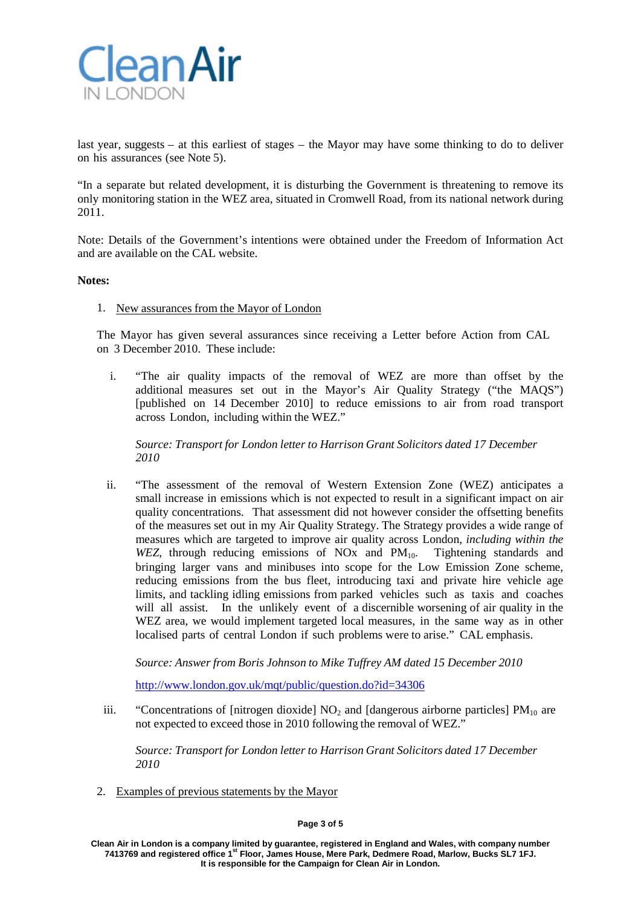last year, suggests – at this earliest of stages – the Mayor may have some thinking to do to deliver on his assurances (see Note 5).

"In a separate but related development, it is disturbing the Government is threatening to remove its only monitoring station in the WEZ area, situated in Cromwell Road, from its national network during 2011.

Note: Details of the Government's intentions were obtained under the Freedom of Information Act and are available on the CAL website.

**Notes:**

1. New assurances from the Mayor of London

   The Mayor has given several assurances since receiving a Letter before Action from CAL on 3 December 2010. These include:

   i. "The air quality impacts of the removal of WEZ are more than offset by the additional measures set out in the Mayor's Air Quality Strategy ("the MAQS") [published on 14 December 2010] to reduce emissions to air from road transport across London, including within the WEZ."

      *Source: Transport for London letter to Harrison Grant Solicitors dated 17 December 2010*

   ii. "The assessment of the removal of Western Extension Zone (WEZ) anticipates a small increase in emissions which is not expected to result in a significant impact on air quality concentrations. That assessment did not however consider the offsetting benefits of the measures set out in my Air Quality Strategy. The Strategy provides a wide range of measures which are targeted to improve air quality across London, *including within the WEZ*, through reducing emissions of NOx and $PM_{10}$. Tightening standards and bringing larger vans and minibuses into scope for the Low Emission Zone scheme, reducing emissions from the bus fleet, introducing taxi and private hire vehicle age limits, and tackling idling emissions from parked vehicles such as taxis and coaches will all assist. In the unlikely event of a discernible worsening of air quality in the WEZ area, we would implement targeted local measures, in the same way as in other localised parts of central London if such problems were to arise." CAL emphasis.

      *Source: Answer from Boris Johnson to Mike Tuffrey AM dated 15 December 2010*

      http://www.london.gov.uk/mqt/public/question.do?id=34306

   iii. "Concentrations of [nitrogen dioxide] $NO_2$ and [dangerous airborne particles] $PM_{10}$ are not expected to exceed those in 2010 following the removal of WEZ."

      *Source: Transport for London letter to Harrison Grant Solicitors dated 17 December 2010*

2. Examples of previous statements by the Mayor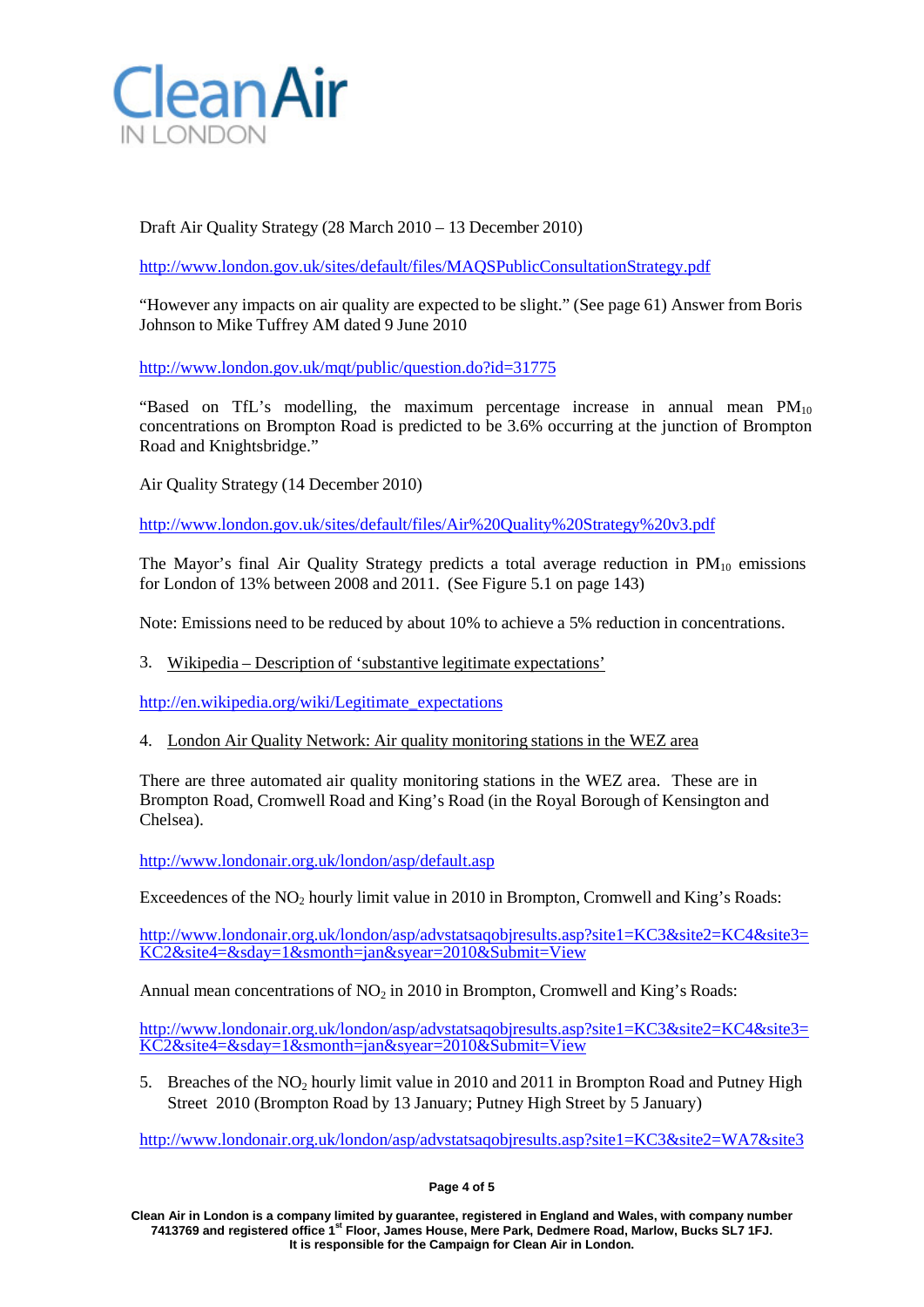Draft Air Quality Strategy (28 March 2010 – 13 December 2010)

http://www.london.gov.uk/sites/default/files/MAQSPublicConsultationStrategy.pdf

"However any impacts on air quality are expected to be slight." (See page 61) Answer from Boris Johnson to Mike Tuffrey AM dated 9 June 2010

http://www.london.gov.uk/mqt/public/question.do?id=31775

"Based on TfL's modelling, the maximum percentage increase in annual mean $PM_{10}$ concentrations on Brompton Road is predicted to be 3.6% occurring at the junction of Brompton Road and Knightsbridge."

Air Quality Strategy (14 December 2010)

http://www.london.gov.uk/sites/default/files/Air%20Quality%20Strategy%20v3.pdf

The Mayor's final Air Quality Strategy predicts a total average reduction in $PM_{10}$ emissions for London of 13% between 2008 and 2011. (See Figure 5.1 on page 143)

Note: Emissions need to be reduced by about 10% to achieve a 5% reduction in concentrations.

3. Wikipedia – Description of 'substantive legitimate expectations'

http://en.wikipedia.org/wiki/Legitimate_expectations

4. London Air Quality Network: Air quality monitoring stations in the WEZ area

There are three automated air quality monitoring stations in the WEZ area. These are in Brompton Road, Cromwell Road and King's Road (in the Royal Borough of Kensington and Chelsea).

http://www.londonair.org.uk/london/asp/default.asp

Exceedences of the $NO_2$ hourly limit value in 2010 in Brompton, Cromwell and King's Roads:

http://www.londonair.org.uk/london/asp/advstatsaqobjresults.asp?site1=KC3&site2=KC4&site3=KC2&site4=&sday=1&smonth=jan&syear=2010&Submit=View

Annual mean concentrations of $NO_2$ in 2010 in Brompton, Cromwell and King's Roads:

http://www.londonair.org.uk/london/asp/advstatsaqobjresults.asp?site1=KC3&site2=KC4&site3=KC2&site4=&sday=1&smonth=jan&syear=2010&Submit=View

5. Breaches of the $NO_2$ hourly limit value in 2010 and 2011 in Brompton Road and Putney High Street 2010 (Brompton Road by 13 January; Putney High Street by 5 January)

http://www.londonair.org.uk/london/asp/advstatsaqobjresults.asp?site1=KC3&site2=WA7&site3

Clean Air in London is a company limited by guarantee, registered in England and Wales, with company number 7413769 and registered office 1st Floor, James House, Mere Park, Dedmere Road, Marlow, Bucks SL7 1FJ. It is responsible for the Campaign for Clean Air in London.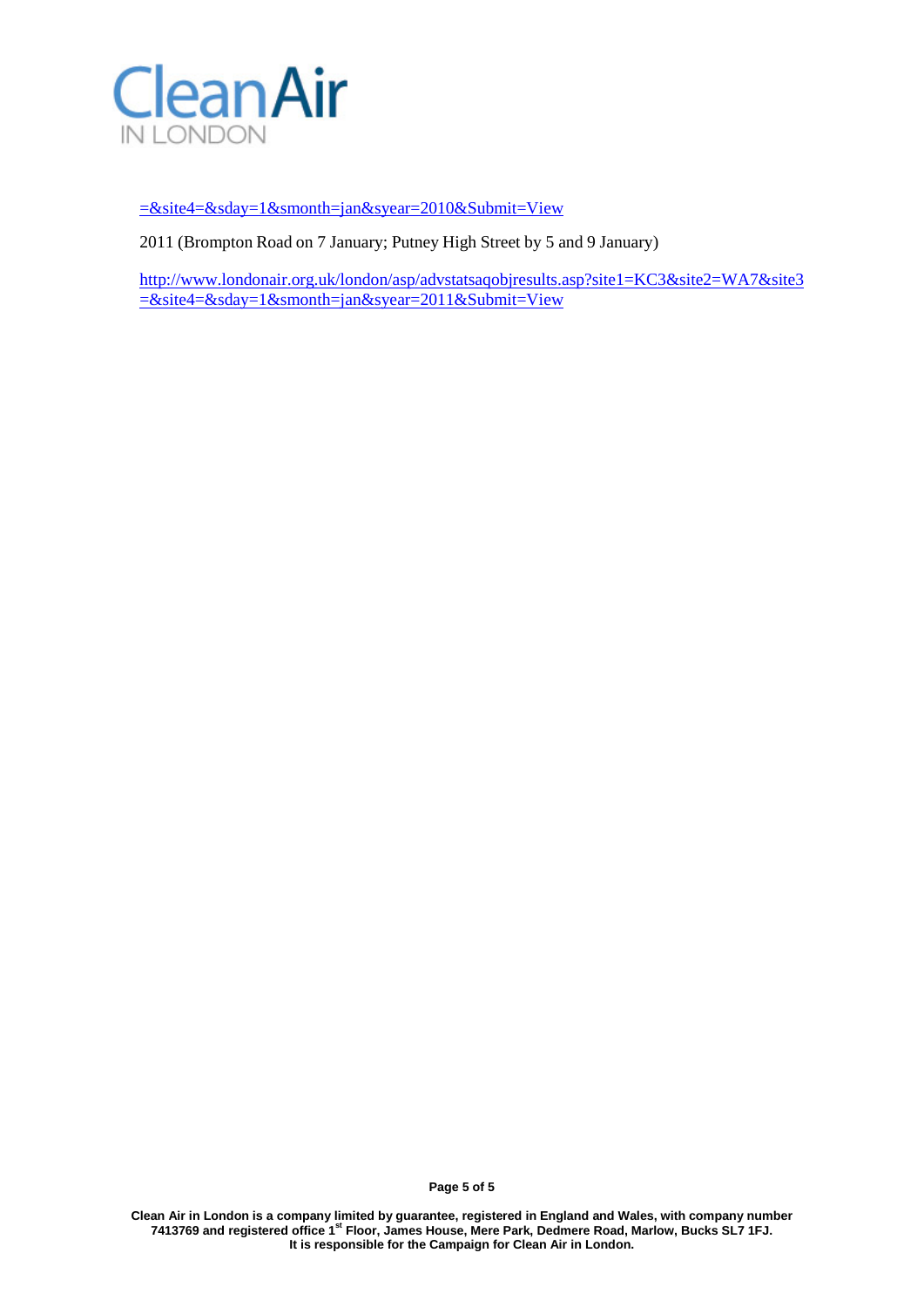=&site4=&sday=1&smonth=jan&syear=2010&Submit=View

2011 (Brompton Road on 7 January; Putney High Street by 5 and 9 January)

http://www.londonair.org.uk/london/asp/advstatsaqobjresults.asp?site1=KC3&site2=WA7&site3=&site4=&sday=1&smonth=jan&syear=2011&Submit=View